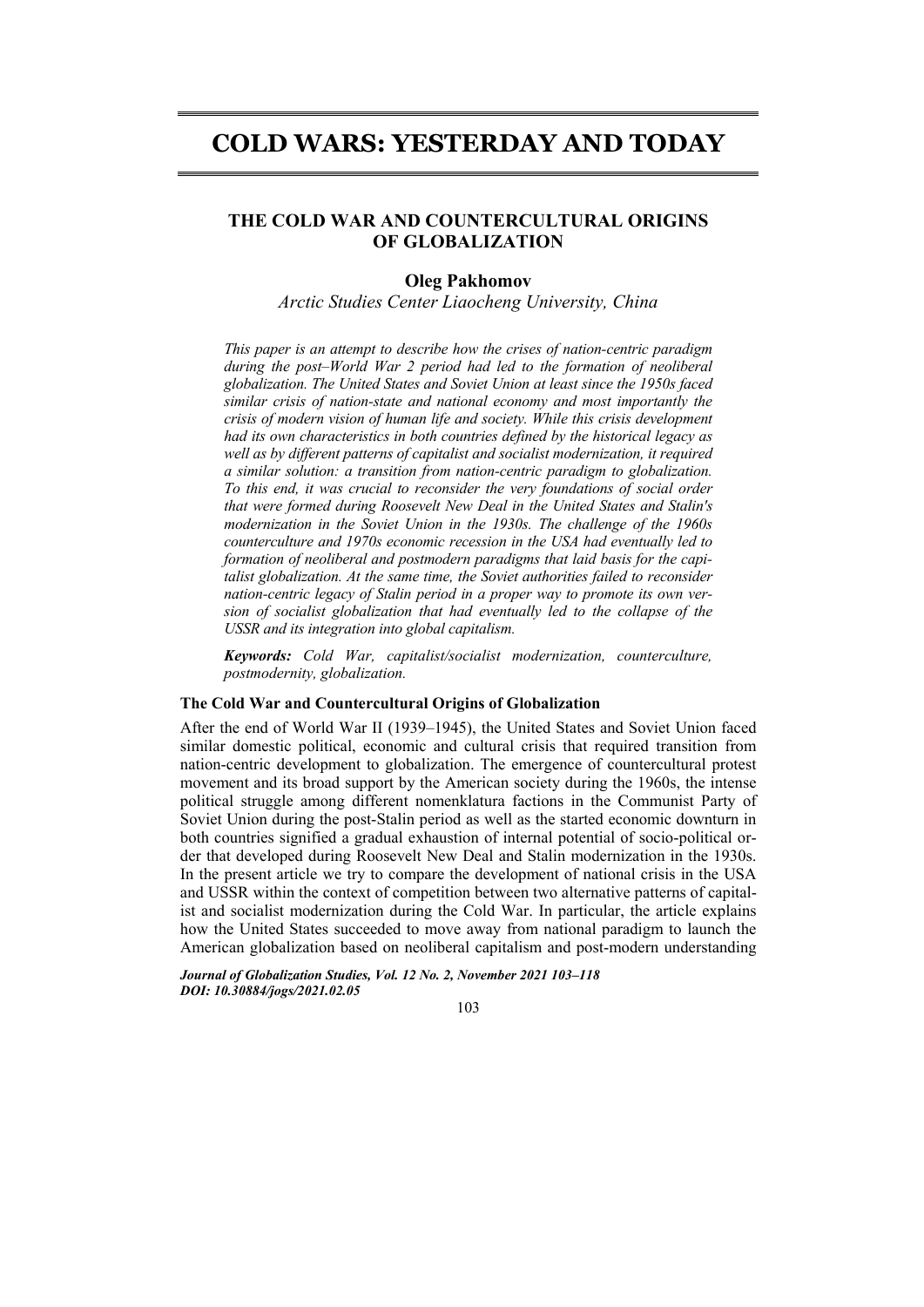# COLD WARS: YESTERDAY AND TODAY

## THE COLD WAR AND COUNTERCULTURAL ORIGINS OF GLOBALIZATION

**Oleg Pakhomov**

*Arctic Studies Center Liaocheng University, China*

*This paper is an attempt to describe how the crises of nation-centric paradigm during the post–World War 2 period had led to the formation of neoliberal globalization. The United States and Soviet Union at least since the 1950s faced similar crisis of nation-state and national economy and most importantly the crisis of modern vision of human life and society. While this crisis development had its own characteristics in both countries defined by the historical legacy as well as by different patterns of capitalist and socialist modernization, it required a similar solution: a transition from nation-centric paradigm to globalization. To this end, it was crucial to reconsider the very foundations of social order that were formed during Roosevelt New Deal in the United States and Stalin's modernization in the Soviet Union in the 1930s. The challenge of the 1960s counterculture and 1970s economic recession in the USA had eventually led to formation of neoliberal and postmodern paradigms that laid basis for the capitalist globalization. At the same time, the Soviet authorities failed to reconsider nation-centric legacy of Stalin period in a proper way to promote its own version of socialist globalization that had eventually led to the collapse of the USSR and its integration into global capitalism.*

***Keywords:*** *Cold War, capitalist/socialist modernization, counterculture, postmodernity, globalization.*

### The Cold War and Countercultural Origins of Globalization

After the end of World War II (1939–1945), the United States and Soviet Union faced similar domestic political, economic and cultural crisis that required transition from nation-centric development to globalization. The emergence of countercultural protest movement and its broad support by the American society during the 1960s, the intense political struggle among different nomenklatura factions in the Communist Party of Soviet Union during the post-Stalin period as well as the started economic downturn in both countries signified a gradual exhaustion of internal potential of socio-political order that developed during Roosevelt New Deal and Stalin modernization in the 1930s. In the present article we try to compare the development of national crisis in the USA and USSR within the context of competition between two alternative patterns of capitalist and socialist modernization during the Cold War. In particular, the article explains how the United States succeeded to move away from national paradigm to launch the American globalization based on neoliberal capitalism and post-modern understanding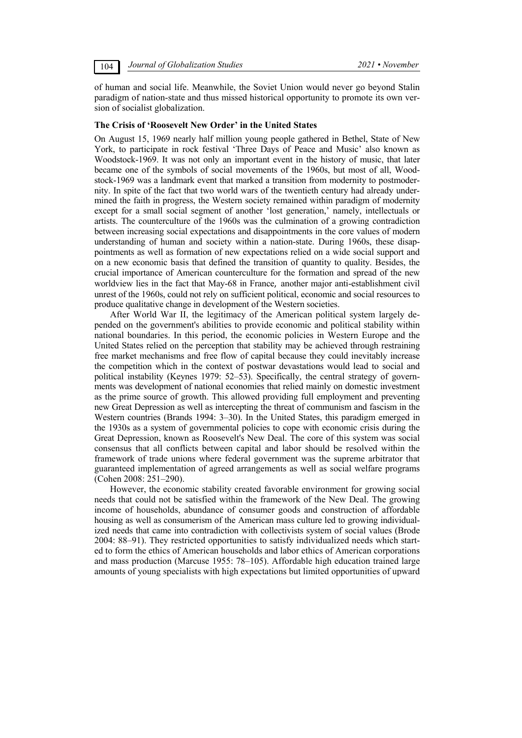of human and social life. Meanwhile, the Soviet Union would never go beyond Stalin paradigm of nation-state and thus missed historical opportunity to promote its own version of socialist globalization.

### The Crisis of 'Roosevelt New Order' in the United States

On August 15, 1969 nearly half million young people gathered in Bethel, State of New York, to participate in rock festival 'Three Days of Peace and Music' also known as Woodstock-1969. It was not only an important event in the history of music, that later became one of the symbols of social movements of the 1960s, but most of all, Woodstock-1969 was a landmark event that marked a transition from modernity to postmodernity. In spite of the fact that two world wars of the twentieth century had already undermined the faith in progress, the Western society remained within paradigm of modernity except for a small social segment of another 'lost generation,' namely, intellectuals or artists. The counterculture of the 1960s was the culmination of a growing contradiction between increasing social expectations and disappointments in the core values of modern understanding of human and society within a nation-state. During 1960s, these disappointments as well as formation of new expectations relied on a wide social support and on a new economic basis that defined the transition of quantity to quality. Besides, the crucial importance of American counterculture for the formation and spread of the new worldview lies in the fact that May-68 in France, another major anti-establishment civil unrest of the 1960s, could not rely on sufficient political, economic and social resources to produce qualitative change in development of the Western societies.

After World War II, the legitimacy of the American political system largely depended on the government's abilities to provide economic and political stability within national boundaries. In this period, the economic policies in Western Europe and the United States relied on the perception that stability may be achieved through restraining free market mechanisms and free flow of capital because they could inevitably increase the competition which in the context of postwar devastations would lead to social and political instability (Keynes 1979: 52–53). Specifically, the central strategy of governments was development of national economies that relied mainly on domestic investment as the prime source of growth. This allowed providing full employment and preventing new Great Depression as well as intercepting the threat of communism and fascism in the Western countries (Brands 1994: 3–30). In the United States, this paradigm emerged in the 1930s as a system of governmental policies to cope with economic crisis during the Great Depression, known as Roosevelt's New Deal. The core of this system was social consensus that all conflicts between capital and labor should be resolved within the framework of trade unions where federal government was the supreme arbitrator that guaranteed implementation of agreed arrangements as well as social welfare programs (Cohen 2008: 251–290).

However, the economic stability created favorable environment for growing social needs that could not be satisfied within the framework of the New Deal. The growing income of households, abundance of consumer goods and construction of affordable housing as well as consumerism of the American mass culture led to growing individualized needs that came into contradiction with collectivists system of social values (Brode 2004: 88–91). They restricted opportunities to satisfy individualized needs which started to form the ethics of American households and labor ethics of American corporations and mass production (Marcuse 1955: 78–105). Affordable high education trained large amounts of young specialists with high expectations but limited opportunities of upward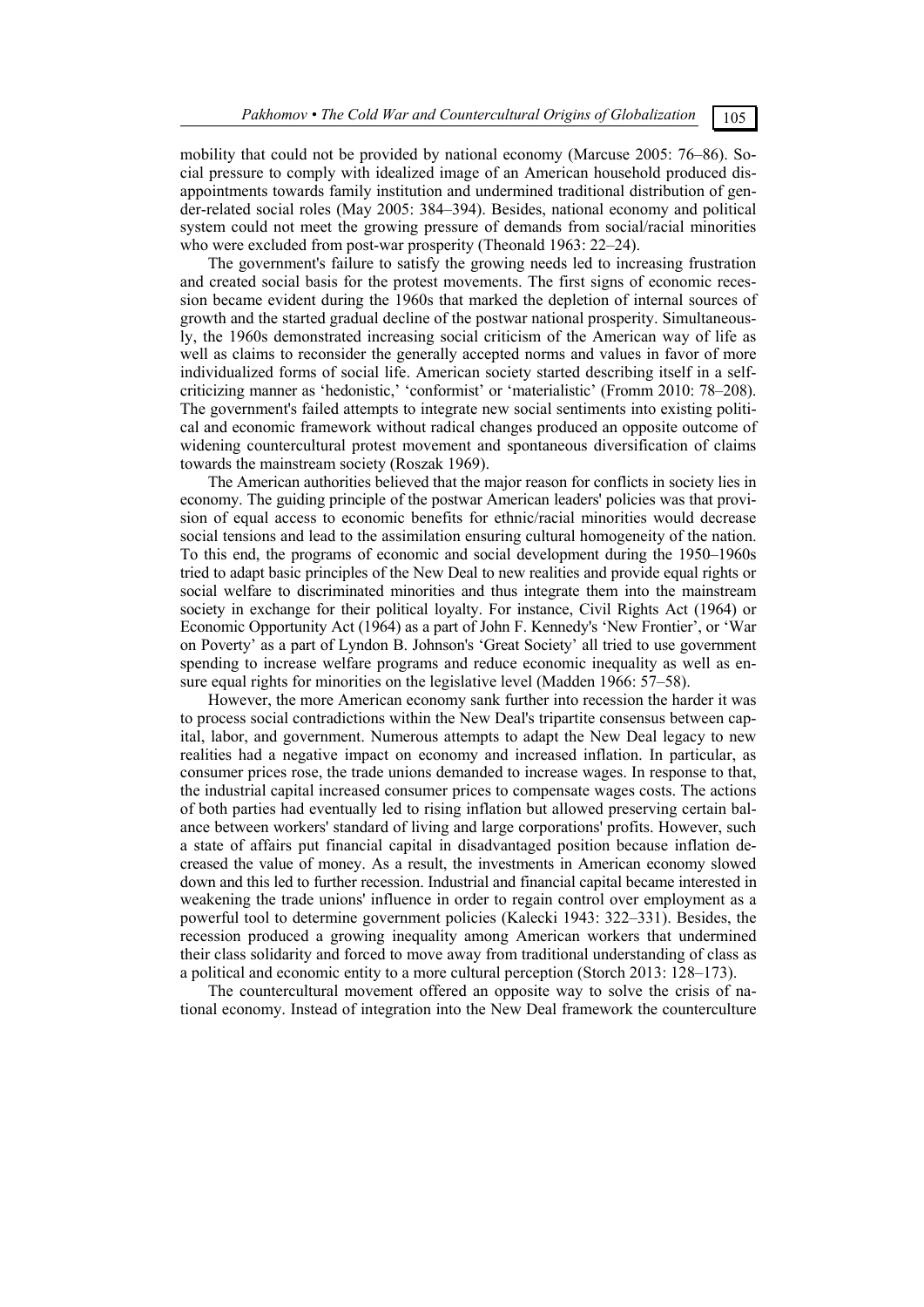mobility that could not be provided by national economy (Marcuse 2005: 76–86). Social pressure to comply with idealized image of an American household produced disappointments towards family institution and undermined traditional distribution of gender-related social roles (May 2005: 384–394). Besides, national economy and political system could not meet the growing pressure of demands from social/racial minorities who were excluded from post-war prosperity (Theonald 1963: 22–24).

The government's failure to satisfy the growing needs led to increasing frustration and created social basis for the protest movements. The first signs of economic recession became evident during the 1960s that marked the depletion of internal sources of growth and the started gradual decline of the postwar national prosperity. Simultaneously, the 1960s demonstrated increasing social criticism of the American way of life as well as claims to reconsider the generally accepted norms and values in favor of more individualized forms of social life. American society started describing itself in a self-criticizing manner as 'hedonistic,' 'conformist' or 'materialistic' (Fromm 2010: 78–208). The government's failed attempts to integrate new social sentiments into existing political and economic framework without radical changes produced an opposite outcome of widening countercultural protest movement and spontaneous diversification of claims towards the mainstream society (Roszak 1969).

The American authorities believed that the major reason for conflicts in society lies in economy. The guiding principle of the postwar American leaders' policies was that provision of equal access to economic benefits for ethnic/racial minorities would decrease social tensions and lead to the assimilation ensuring cultural homogeneity of the nation. To this end, the programs of economic and social development during the 1950–1960s tried to adapt basic principles of the New Deal to new realities and provide equal rights or social welfare to discriminated minorities and thus integrate them into the mainstream society in exchange for their political loyalty. For instance, Civil Rights Act (1964) or Economic Opportunity Act (1964) as a part of John F. Kennedy's 'New Frontier', or 'War on Poverty' as a part of Lyndon B. Johnson's 'Great Society' all tried to use government spending to increase welfare programs and reduce economic inequality as well as ensure equal rights for minorities on the legislative level (Madden 1966: 57–58).

However, the more American economy sank further into recession the harder it was to process social contradictions within the New Deal's tripartite consensus between capital, labor, and government. Numerous attempts to adapt the New Deal legacy to new realities had a negative impact on economy and increased inflation. In particular, as consumer prices rose, the trade unions demanded to increase wages. In response to that, the industrial capital increased consumer prices to compensate wages costs. The actions of both parties had eventually led to rising inflation but allowed preserving certain balance between workers' standard of living and large corporations' profits. However, such a state of affairs put financial capital in disadvantaged position because inflation decreased the value of money. As a result, the investments in American economy slowed down and this led to further recession. Industrial and financial capital became interested in weakening the trade unions' influence in order to regain control over employment as a powerful tool to determine government policies (Kalecki 1943: 322–331). Besides, the recession produced a growing inequality among American workers that undermined their class solidarity and forced to move away from traditional understanding of class as a political and economic entity to a more cultural perception (Storch 2013: 128–173).

The countercultural movement offered an opposite way to solve the crisis of national economy. Instead of integration into the New Deal framework the counterculture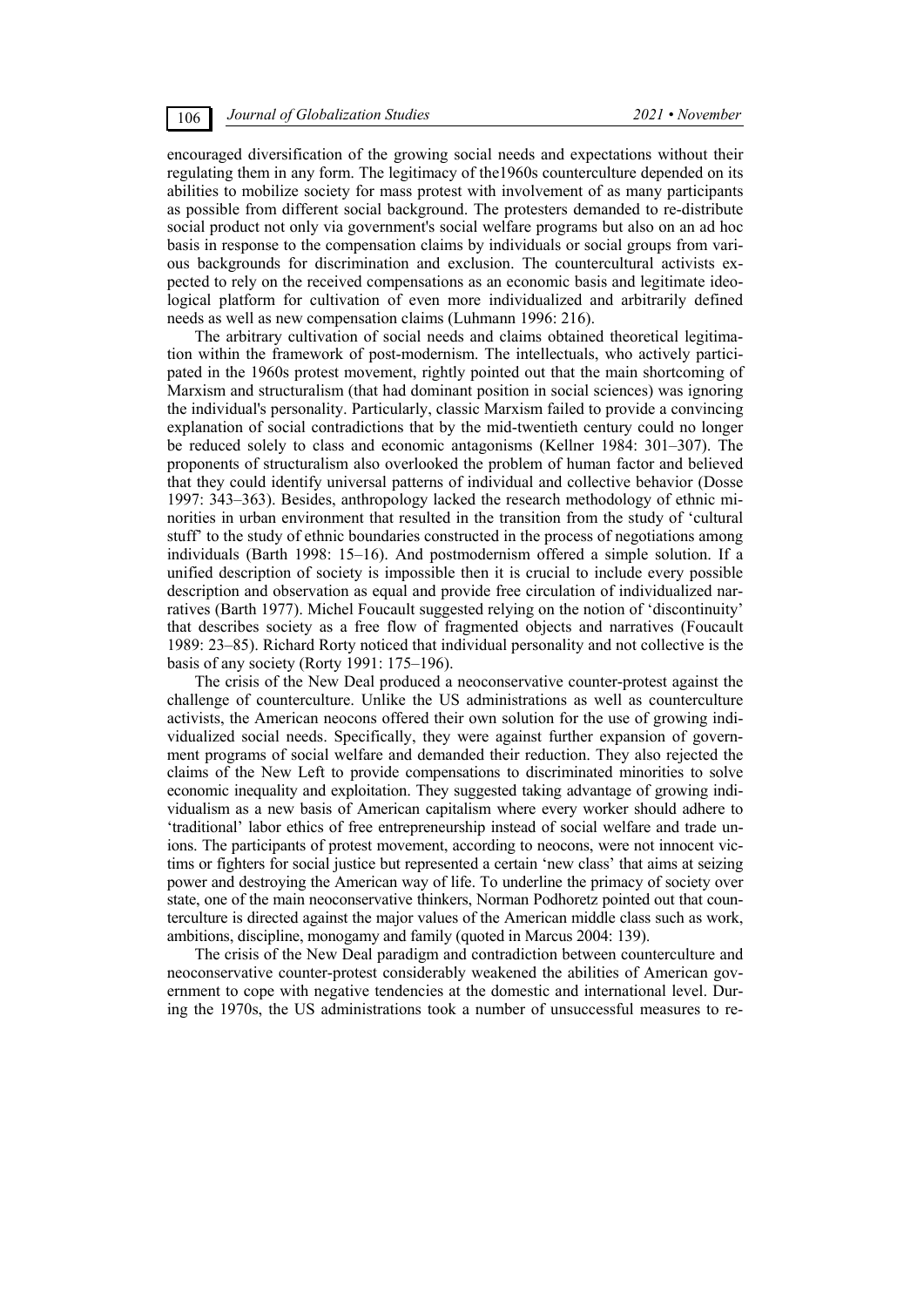encouraged diversification of the growing social needs and expectations without their regulating them in any form. The legitimacy of the1960s counterculture depended on its abilities to mobilize society for mass protest with involvement of as many participants as possible from different social background. The protesters demanded to re-distribute social product not only via government's social welfare programs but also on an ad hoc basis in response to the compensation claims by individuals or social groups from various backgrounds for discrimination and exclusion. The countercultural activists expected to rely on the received compensations as an economic basis and legitimate ideological platform for cultivation of even more individualized and arbitrarily defined needs as well as new compensation claims (Luhmann 1996: 216).

The arbitrary cultivation of social needs and claims obtained theoretical legitimation within the framework of post-modernism. The intellectuals, who actively participated in the 1960s protest movement, rightly pointed out that the main shortcoming of Marxism and structuralism (that had dominant position in social sciences) was ignoring the individual's personality. Particularly, classic Marxism failed to provide a convincing explanation of social contradictions that by the mid-twentieth century could no longer be reduced solely to class and economic antagonisms (Kellner 1984: 301–307). The proponents of structuralism also overlooked the problem of human factor and believed that they could identify universal patterns of individual and collective behavior (Dosse 1997: 343–363). Besides, anthropology lacked the research methodology of ethnic minorities in urban environment that resulted in the transition from the study of 'cultural stuff' to the study of ethnic boundaries constructed in the process of negotiations among individuals (Barth 1998: 15–16). And postmodernism offered a simple solution. If a unified description of society is impossible then it is crucial to include every possible description and observation as equal and provide free circulation of individualized narratives (Barth 1977). Michel Foucault suggested relying on the notion of 'discontinuity' that describes society as a free flow of fragmented objects and narratives (Foucault 1989: 23–85). Richard Rorty noticed that individual personality and not collective is the basis of any society (Rorty 1991: 175–196).

The crisis of the New Deal produced a neoconservative counter-protest against the challenge of counterculture. Unlike the US administrations as well as counterculture activists, the American neocons offered their own solution for the use of growing individualized social needs. Specifically, they were against further expansion of government programs of social welfare and demanded their reduction. They also rejected the claims of the New Left to provide compensations to discriminated minorities to solve economic inequality and exploitation. They suggested taking advantage of growing individualism as a new basis of American capitalism where every worker should adhere to 'traditional' labor ethics of free entrepreneurship instead of social welfare and trade unions. The participants of protest movement, according to neocons, were not innocent victims or fighters for social justice but represented a certain 'new class' that aims at seizing power and destroying the American way of life. To underline the primacy of society over state, one of the main neoconservative thinkers, Norman Podhoretz pointed out that counterculture is directed against the major values of the American middle class such as work, ambitions, discipline, monogamy and family (quoted in Marcus 2004: 139).

The crisis of the New Deal paradigm and contradiction between counterculture and neoconservative counter-protest considerably weakened the abilities of American government to cope with negative tendencies at the domestic and international level. During the 1970s, the US administrations took a number of unsuccessful measures to re-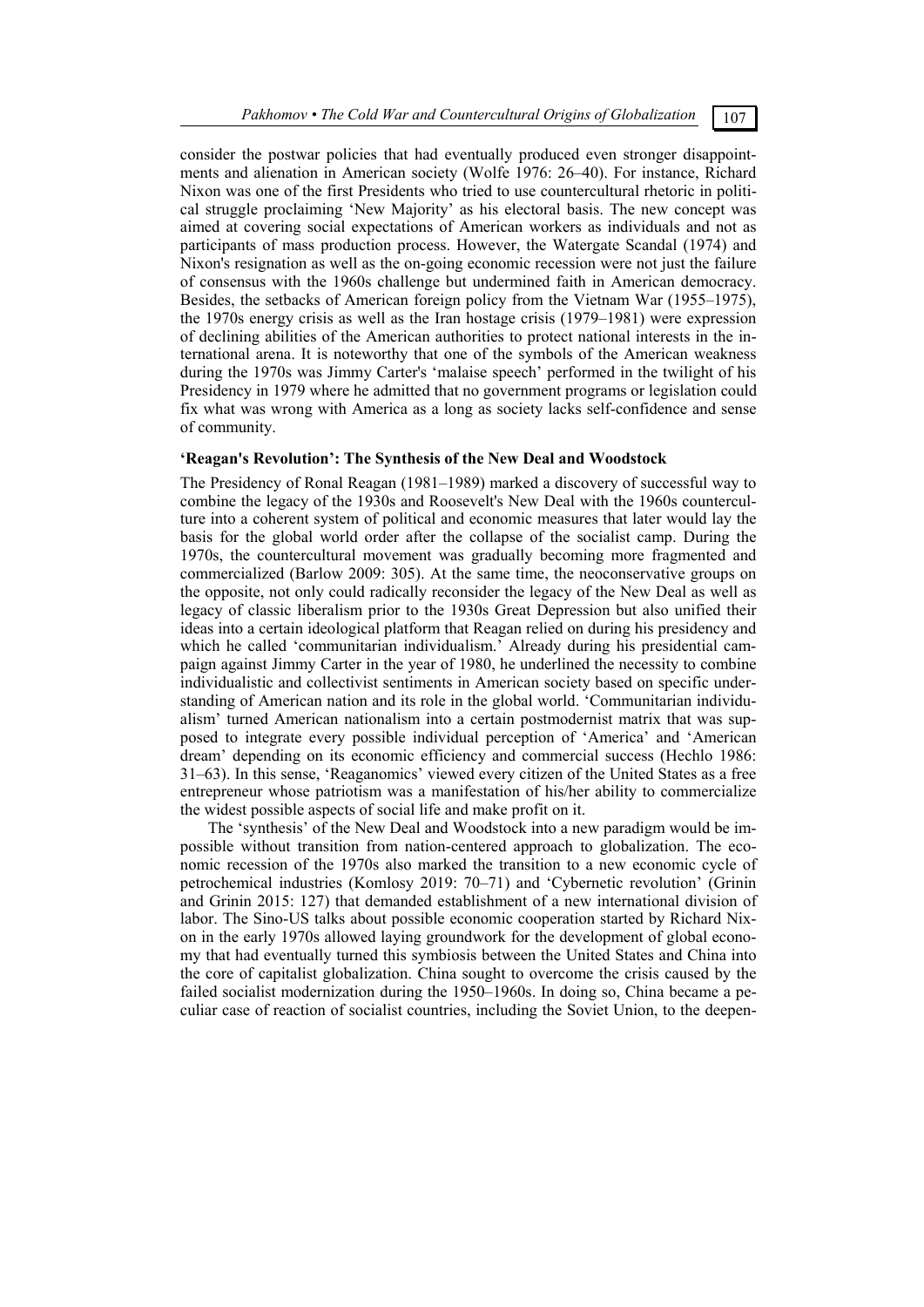consider the postwar policies that had eventually produced even stronger disappointments and alienation in American society (Wolfe 1976: 26–40). For instance, Richard Nixon was one of the first Presidents who tried to use countercultural rhetoric in political struggle proclaiming 'New Majority' as his electoral basis. The new concept was aimed at covering social expectations of American workers as individuals and not as participants of mass production process. However, the Watergate Scandal (1974) and Nixon's resignation as well as the on-going economic recession were not just the failure of consensus with the 1960s challenge but undermined faith in American democracy. Besides, the setbacks of American foreign policy from the Vietnam War (1955–1975), the 1970s energy crisis as well as the Iran hostage crisis (1979–1981) were expression of declining abilities of the American authorities to protect national interests in the international arena. It is noteworthy that one of the symbols of the American weakness during the 1970s was Jimmy Carter's 'malaise speech' performed in the twilight of his Presidency in 1979 where he admitted that no government programs or legislation could fix what was wrong with America as a long as society lacks self-confidence and sense of community.

### 'Reagan's Revolution': The Synthesis of the New Deal and Woodstock

The Presidency of Ronal Reagan (1981–1989) marked a discovery of successful way to combine the legacy of the 1930s and Roosevelt's New Deal with the 1960s counterculture into a coherent system of political and economic measures that later would lay the basis for the global world order after the collapse of the socialist camp. During the 1970s, the countercultural movement was gradually becoming more fragmented and commercialized (Barlow 2009: 305). At the same time, the neoconservative groups on the opposite, not only could radically reconsider the legacy of the New Deal as well as legacy of classic liberalism prior to the 1930s Great Depression but also unified their ideas into a certain ideological platform that Reagan relied on during his presidency and which he called 'communitarian individualism.' Already during his presidential campaign against Jimmy Carter in the year of 1980, he underlined the necessity to combine individualistic and collectivist sentiments in American society based on specific understanding of American nation and its role in the global world. 'Communitarian individualism' turned American nationalism into a certain postmodernist matrix that was supposed to integrate every possible individual perception of 'America' and 'American dream' depending on its economic efficiency and commercial success (Hechlo 1986: 31–63). In this sense, 'Reaganomics' viewed every citizen of the United States as a free entrepreneur whose patriotism was a manifestation of his/her ability to commercialize the widest possible aspects of social life and make profit on it.

The 'synthesis' of the New Deal and Woodstock into a new paradigm would be impossible without transition from nation-centered approach to globalization. The economic recession of the 1970s also marked the transition to a new economic cycle of petrochemical industries (Komlosy 2019: 70–71) and 'Cybernetic revolution' (Grinin and Grinin 2015: 127) that demanded establishment of a new international division of labor. The Sino-US talks about possible economic cooperation started by Richard Nixon in the early 1970s allowed laying groundwork for the development of global economy that had eventually turned this symbiosis between the United States and China into the core of capitalist globalization. China sought to overcome the crisis caused by the failed socialist modernization during the 1950–1960s. In doing so, China became a peculiar case of reaction of socialist countries, including the Soviet Union, to the deepen-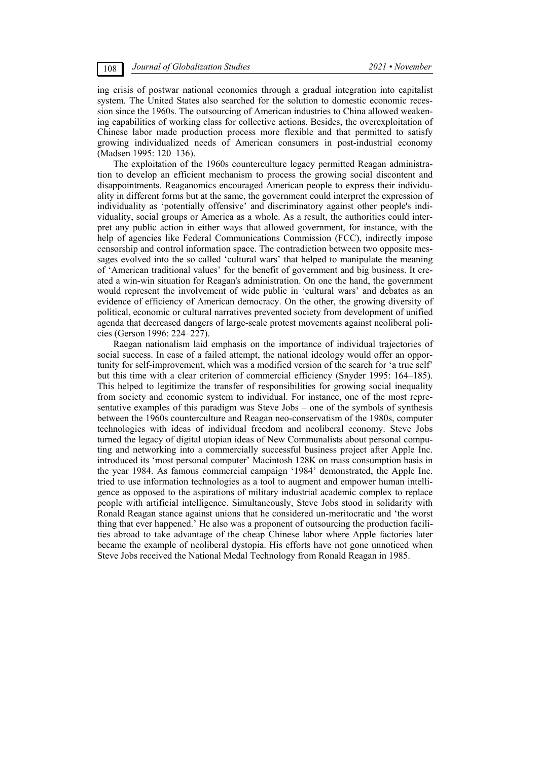ing crisis of postwar national economies through a gradual integration into capitalist system. The United States also searched for the solution to domestic economic recession since the 1960s. The outsourcing of American industries to China allowed weakening capabilities of working class for collective actions. Besides, the overexploitation of Chinese labor made production process more flexible and that permitted to satisfy growing individualized needs of American consumers in post-industrial economy (Madsen 1995: 120–136).

The exploitation of the 1960s counterculture legacy permitted Reagan administration to develop an efficient mechanism to process the growing social discontent and disappointments. Reaganomics encouraged American people to express their individuality in different forms but at the same, the government could interpret the expression of individuality as 'potentially offensive' and discriminatory against other people's individuality, social groups or America as a whole. As a result, the authorities could interpret any public action in either ways that allowed government, for instance, with the help of agencies like Federal Communications Commission (FCC), indirectly impose censorship and control information space. The contradiction between two opposite messages evolved into the so called 'cultural wars' that helped to manipulate the meaning of 'American traditional values' for the benefit of government and big business. It created a win-win situation for Reagan's administration. On one the hand, the government would represent the involvement of wide public in 'cultural wars' and debates as an evidence of efficiency of American democracy. On the other, the growing diversity of political, economic or cultural narratives prevented society from development of unified agenda that decreased dangers of large-scale protest movements against neoliberal policies (Gerson 1996: 224–227).

Raegan nationalism laid emphasis on the importance of individual trajectories of social success. In case of a failed attempt, the national ideology would offer an opportunity for self-improvement, which was a modified version of the search for 'a true self' but this time with a clear criterion of commercial efficiency (Snyder 1995: 164–185). This helped to legitimize the transfer of responsibilities for growing social inequality from society and economic system to individual. For instance, one of the most representative examples of this paradigm was Steve Jobs – one of the symbols of synthesis between the 1960s counterculture and Reagan neo-conservatism of the 1980s, computer technologies with ideas of individual freedom and neoliberal economy. Steve Jobs turned the legacy of digital utopian ideas of New Communalists about personal computing and networking into a commercially successful business project after Apple Inc. introduced its 'most personal computer' Macintosh 128K on mass consumption basis in the year 1984. As famous commercial campaign '1984' demonstrated, the Apple Inc. tried to use information technologies as a tool to augment and empower human intelligence as opposed to the aspirations of military industrial academic complex to replace people with artificial intelligence. Simultaneously, Steve Jobs stood in solidarity with Ronald Reagan stance against unions that he considered un-meritocratic and 'the worst thing that ever happened.' He also was a proponent of outsourcing the production facilities abroad to take advantage of the cheap Chinese labor where Apple factories later became the example of neoliberal dystopia. His efforts have not gone unnoticed when Steve Jobs received the National Medal Technology from Ronald Reagan in 1985.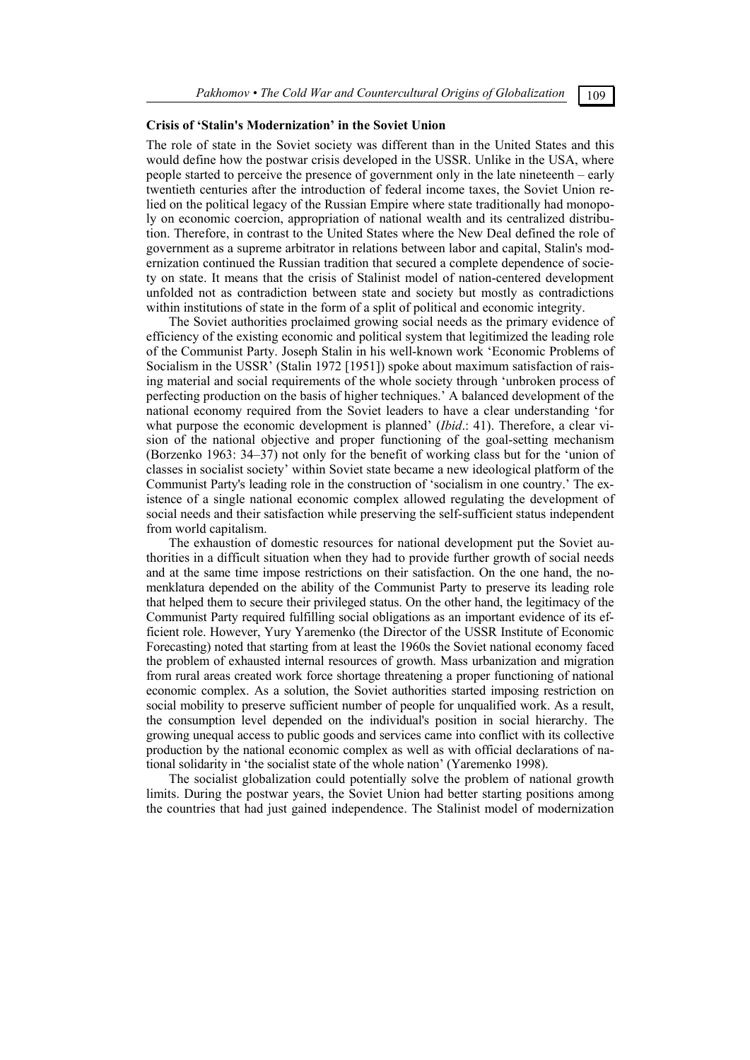**Crisis of 'Stalin's Modernization' in the Soviet Union**

The role of state in the Soviet society was different than in the United States and this would define how the postwar crisis developed in the USSR. Unlike in the USA, where people started to perceive the presence of government only in the late nineteenth – early twentieth centuries after the introduction of federal income taxes, the Soviet Union relied on the political legacy of the Russian Empire where state traditionally had monopoly on economic coercion, appropriation of national wealth and its centralized distribution. Therefore, in contrast to the United States where the New Deal defined the role of government as a supreme arbitrator in relations between labor and capital, Stalin's modernization continued the Russian tradition that secured a complete dependence of society on state. It means that the crisis of Stalinist model of nation-centered development unfolded not as contradiction between state and society but mostly as contradictions within institutions of state in the form of a split of political and economic integrity.

The Soviet authorities proclaimed growing social needs as the primary evidence of efficiency of the existing economic and political system that legitimized the leading role of the Communist Party. Joseph Stalin in his well-known work 'Economic Problems of Socialism in the USSR' (Stalin 1972 [1951]) spoke about maximum satisfaction of raising material and social requirements of the whole society through 'unbroken process of perfecting production on the basis of higher techniques.' A balanced development of the national economy required from the Soviet leaders to have a clear understanding 'for what purpose the economic development is planned' (*Ibid*.: 41). Therefore, a clear vision of the national objective and proper functioning of the goal-setting mechanism (Borzenko 1963: 34–37) not only for the benefit of working class but for the 'union of classes in socialist society' within Soviet state became a new ideological platform of the Communist Party's leading role in the construction of 'socialism in one country.' The existence of a single national economic complex allowed regulating the development of social needs and their satisfaction while preserving the self-sufficient status independent from world capitalism.

The exhaustion of domestic resources for national development put the Soviet authorities in a difficult situation when they had to provide further growth of social needs and at the same time impose restrictions on their satisfaction. On the one hand, the nomenklatura depended on the ability of the Communist Party to preserve its leading role that helped them to secure their privileged status. On the other hand, the legitimacy of the Communist Party required fulfilling social obligations as an important evidence of its efficient role. However, Yury Yaremenko (the Director of the USSR Institute of Economic Forecasting) noted that starting from at least the 1960s the Soviet national economy faced the problem of exhausted internal resources of growth. Mass urbanization and migration from rural areas created work force shortage threatening a proper functioning of national economic complex. As a solution, the Soviet authorities started imposing restriction on social mobility to preserve sufficient number of people for unqualified work. As a result, the consumption level depended on the individual's position in social hierarchy. The growing unequal access to public goods and services came into conflict with its collective production by the national economic complex as well as with official declarations of national solidarity in 'the socialist state of the whole nation' (Yaremenko 1998).

The socialist globalization could potentially solve the problem of national growth limits. During the postwar years, the Soviet Union had better starting positions among the countries that had just gained independence. The Stalinist model of modernization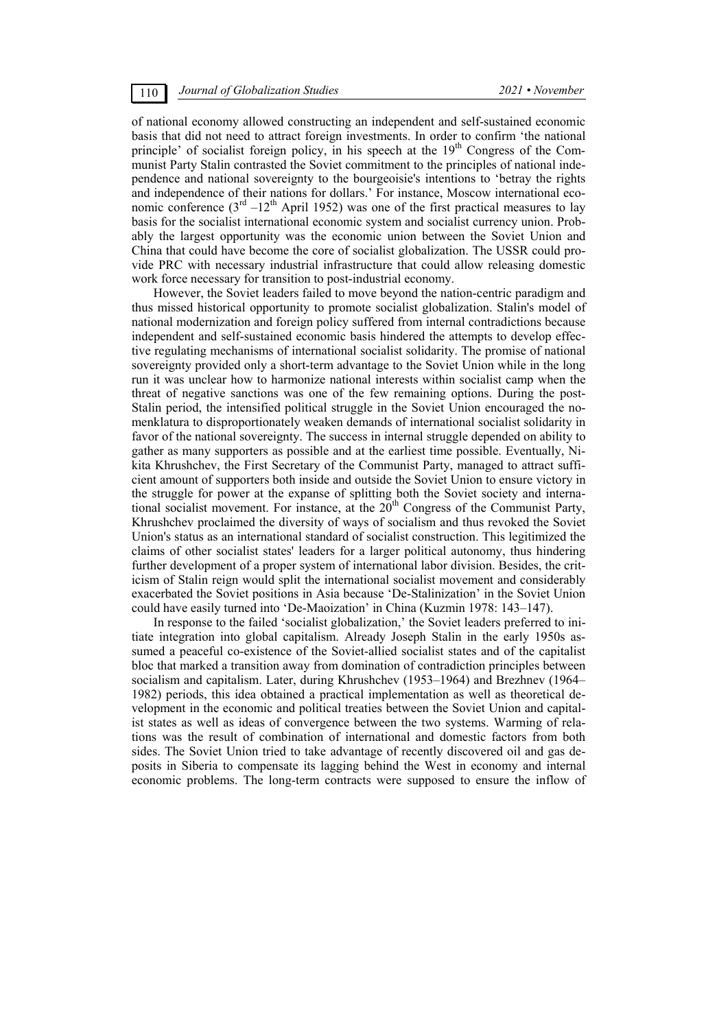of national economy allowed constructing an independent and self-sustained economic basis that did not need to attract foreign investments. In order to confirm 'the national principle' of socialist foreign policy, in his speech at the 19th Congress of the Communist Party Stalin contrasted the Soviet commitment to the principles of national independence and national sovereignty to the bourgeoisie's intentions to 'betray the rights and independence of their nations for dollars.' For instance, Moscow international economic conference (3rd –12th April 1952) was one of the first practical measures to lay basis for the socialist international economic system and socialist currency union. Probably the largest opportunity was the economic union between the Soviet Union and China that could have become the core of socialist globalization. The USSR could provide PRC with necessary industrial infrastructure that could allow releasing domestic work force necessary for transition to post-industrial economy.

However, the Soviet leaders failed to move beyond the nation-centric paradigm and thus missed historical opportunity to promote socialist globalization. Stalin's model of national modernization and foreign policy suffered from internal contradictions because independent and self-sustained economic basis hindered the attempts to develop effective regulating mechanisms of international socialist solidarity. The promise of national sovereignty provided only a short-term advantage to the Soviet Union while in the long run it was unclear how to harmonize national interests within socialist camp when the threat of negative sanctions was one of the few remaining options. During the post-Stalin period, the intensified political struggle in the Soviet Union encouraged the nomenklatura to disproportionately weaken demands of international socialist solidarity in favor of the national sovereignty. The success in internal struggle depended on ability to gather as many supporters as possible and at the earliest time possible. Eventually, Nikita Khrushchev, the First Secretary of the Communist Party, managed to attract sufficient amount of supporters both inside and outside the Soviet Union to ensure victory in the struggle for power at the expanse of splitting both the Soviet society and international socialist movement. For instance, at the 20th Congress of the Communist Party, Khrushchev proclaimed the diversity of ways of socialism and thus revoked the Soviet Union's status as an international standard of socialist construction. This legitimized the claims of other socialist states' leaders for a larger political autonomy, thus hindering further development of a proper system of international labor division. Besides, the criticism of Stalin reign would split the international socialist movement and considerably exacerbated the Soviet positions in Asia because 'De-Stalinization' in the Soviet Union could have easily turned into 'De-Maoization' in China (Kuzmin 1978: 143–147).

In response to the failed 'socialist globalization,' the Soviet leaders preferred to initiate integration into global capitalism. Already Joseph Stalin in the early 1950s assumed a peaceful co-existence of the Soviet-allied socialist states and of the capitalist bloc that marked a transition away from domination of contradiction principles between socialism and capitalism. Later, during Khrushchev (1953–1964) and Brezhnev (1964–1982) periods, this idea obtained a practical implementation as well as theoretical development in the economic and political treaties between the Soviet Union and capitalist states as well as ideas of convergence between the two systems. Warming of relations was the result of combination of international and domestic factors from both sides. The Soviet Union tried to take advantage of recently discovered oil and gas deposits in Siberia to compensate its lagging behind the West in economy and internal economic problems. The long-term contracts were supposed to ensure the inflow of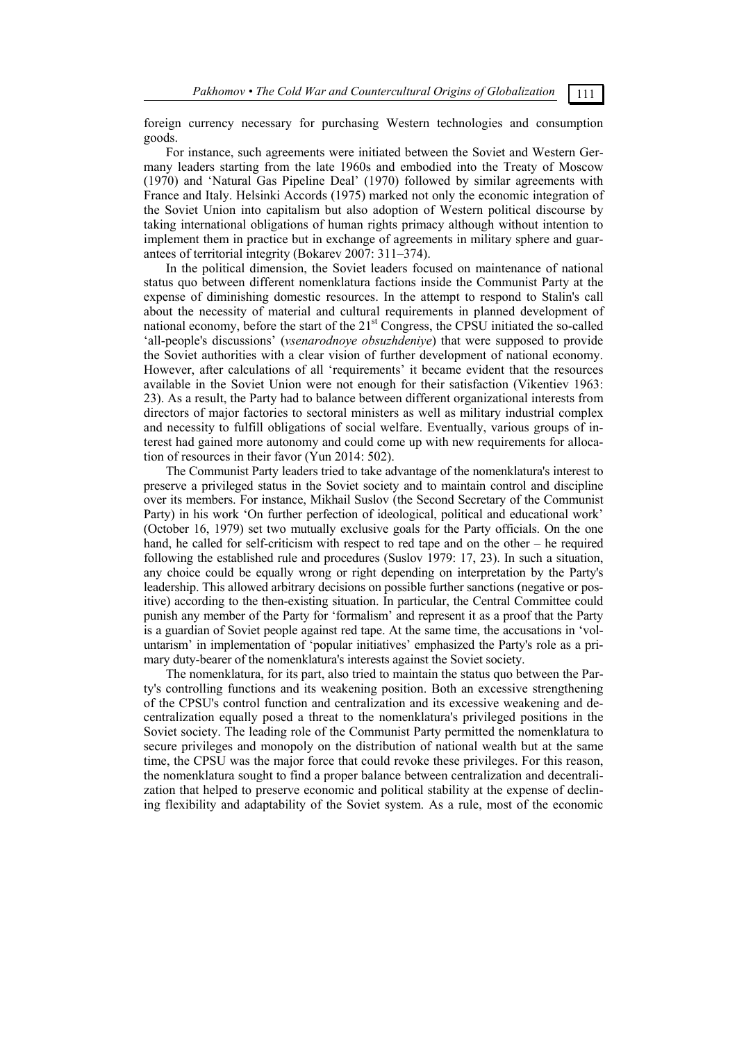foreign currency necessary for purchasing Western technologies and consumption goods.

For instance, such agreements were initiated between the Soviet and Western Germany leaders starting from the late 1960s and embodied into the Treaty of Moscow (1970) and 'Natural Gas Pipeline Deal' (1970) followed by similar agreements with France and Italy. Helsinki Accords (1975) marked not only the economic integration of the Soviet Union into capitalism but also adoption of Western political discourse by taking international obligations of human rights primacy although without intention to implement them in practice but in exchange of agreements in military sphere and guarantees of territorial integrity (Bokarev 2007: 311–374).

In the political dimension, the Soviet leaders focused on maintenance of national status quo between different nomenklatura factions inside the Communist Party at the expense of diminishing domestic resources. In the attempt to respond to Stalin's call about the necessity of material and cultural requirements in planned development of national economy, before the start of the 21st Congress, the CPSU initiated the so-called 'all-people's discussions' (*vsenarodnoye obsuzhdeniye*) that were supposed to provide the Soviet authorities with a clear vision of further development of national economy. However, after calculations of all 'requirements' it became evident that the resources available in the Soviet Union were not enough for their satisfaction (Vikentiev 1963: 23). As a result, the Party had to balance between different organizational interests from directors of major factories to sectoral ministers as well as military industrial complex and necessity to fulfill obligations of social welfare. Eventually, various groups of interest had gained more autonomy and could come up with new requirements for allocation of resources in their favor (Yun 2014: 502).

The Communist Party leaders tried to take advantage of the nomenklatura's interest to preserve a privileged status in the Soviet society and to maintain control and discipline over its members. For instance, Mikhail Suslov (the Second Secretary of the Communist Party) in his work 'On further perfection of ideological, political and educational work' (October 16, 1979) set two mutually exclusive goals for the Party officials. On the one hand, he called for self-criticism with respect to red tape and on the other – he required following the established rule and procedures (Suslov 1979: 17, 23). In such a situation, any choice could be equally wrong or right depending on interpretation by the Party's leadership. This allowed arbitrary decisions on possible further sanctions (negative or positive) according to the then-existing situation. In particular, the Central Committee could punish any member of the Party for 'formalism' and represent it as a proof that the Party is a guardian of Soviet people against red tape. At the same time, the accusations in 'voluntarism' in implementation of 'popular initiatives' emphasized the Party's role as a primary duty-bearer of the nomenklatura's interests against the Soviet society.

The nomenklatura, for its part, also tried to maintain the status quo between the Party's controlling functions and its weakening position. Both an excessive strengthening of the CPSU's control function and centralization and its excessive weakening and decentralization equally posed a threat to the nomenklatura's privileged positions in the Soviet society. The leading role of the Communist Party permitted the nomenklatura to secure privileges and monopoly on the distribution of national wealth but at the same time, the CPSU was the major force that could revoke these privileges. For this reason, the nomenklatura sought to find a proper balance between centralization and decentralization that helped to preserve economic and political stability at the expense of declining flexibility and adaptability of the Soviet system. As a rule, most of the economic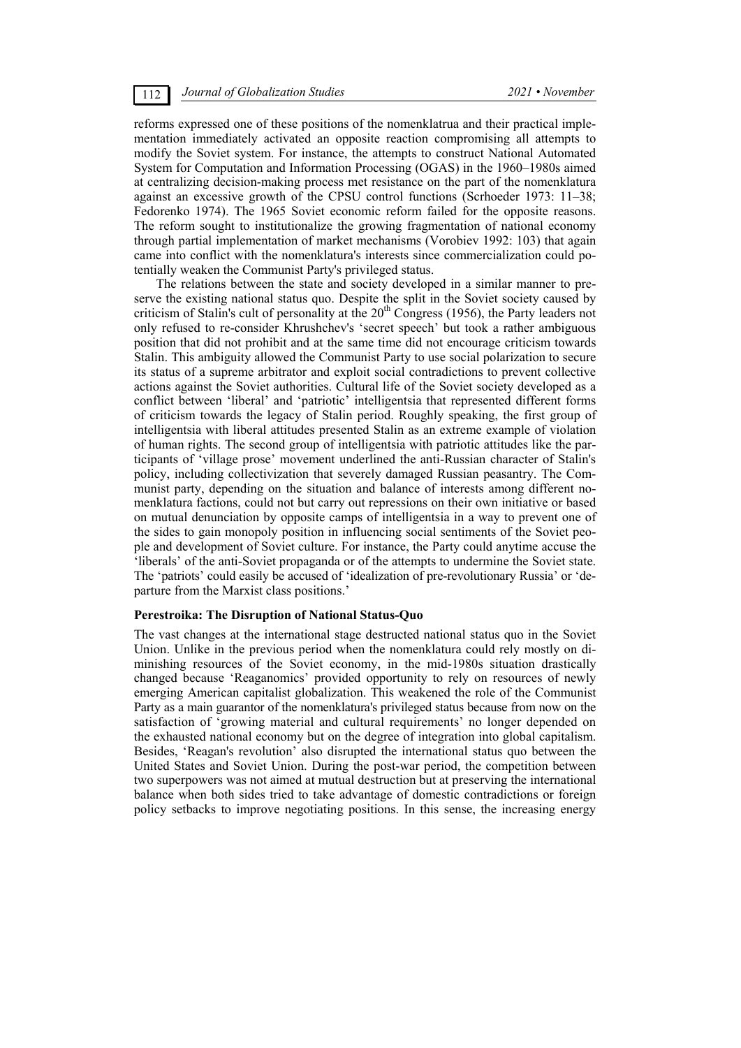reforms expressed one of these positions of the nomenklatrua and their practical implementation immediately activated an opposite reaction compromising all attempts to modify the Soviet system. For instance, the attempts to construct National Automated System for Computation and Information Processing (OGAS) in the 1960–1980s aimed at centralizing decision-making process met resistance on the part of the nomenklatura against an excessive growth of the CPSU control functions (Scrhoeder 1973: 11–38; Fedorenko 1974). The 1965 Soviet economic reform failed for the opposite reasons. The reform sought to institutionalize the growing fragmentation of national economy through partial implementation of market mechanisms (Vorobiev 1992: 103) that again came into conflict with the nomenklatura's interests since commercialization could potentially weaken the Communist Party's privileged status.

The relations between the state and society developed in a similar manner to preserve the existing national status quo. Despite the split in the Soviet society caused by criticism of Stalin's cult of personality at the 20th Congress (1956), the Party leaders not only refused to re-consider Khrushchev's 'secret speech' but took a rather ambiguous position that did not prohibit and at the same time did not encourage criticism towards Stalin. This ambiguity allowed the Communist Party to use social polarization to secure its status of a supreme arbitrator and exploit social contradictions to prevent collective actions against the Soviet authorities. Cultural life of the Soviet society developed as a conflict between 'liberal' and 'patriotic' intelligentsia that represented different forms of criticism towards the legacy of Stalin period. Roughly speaking, the first group of intelligentsia with liberal attitudes presented Stalin as an extreme example of violation of human rights. The second group of intelligentsia with patriotic attitudes like the participants of 'village prose' movement underlined the anti-Russian character of Stalin's policy, including collectivization that severely damaged Russian peasantry. The Communist party, depending on the situation and balance of interests among different nomenklatura factions, could not but carry out repressions on their own initiative or based on mutual denunciation by opposite camps of intelligentsia in a way to prevent one of the sides to gain monopoly position in influencing social sentiments of the Soviet people and development of Soviet culture. For instance, the Party could anytime accuse the 'liberals' of the anti-Soviet propaganda or of the attempts to undermine the Soviet state. The 'patriots' could easily be accused of 'idealization of pre-revolutionary Russia' or 'departure from the Marxist class positions.'

### Perestroika: The Disruption of National Status-Quo

The vast changes at the international stage destructed national status quo in the Soviet Union. Unlike in the previous period when the nomenklatura could rely mostly on diminishing resources of the Soviet economy, in the mid-1980s situation drastically changed because 'Reaganomics' provided opportunity to rely on resources of newly emerging American capitalist globalization. This weakened the role of the Communist Party as a main guarantor of the nomenklatura's privileged status because from now on the satisfaction of 'growing material and cultural requirements' no longer depended on the exhausted national economy but on the degree of integration into global capitalism. Besides, 'Reagan's revolution' also disrupted the international status quo between the United States and Soviet Union. During the post-war period, the competition between two superpowers was not aimed at mutual destruction but at preserving the international balance when both sides tried to take advantage of domestic contradictions or foreign policy setbacks to improve negotiating positions. In this sense, the increasing energy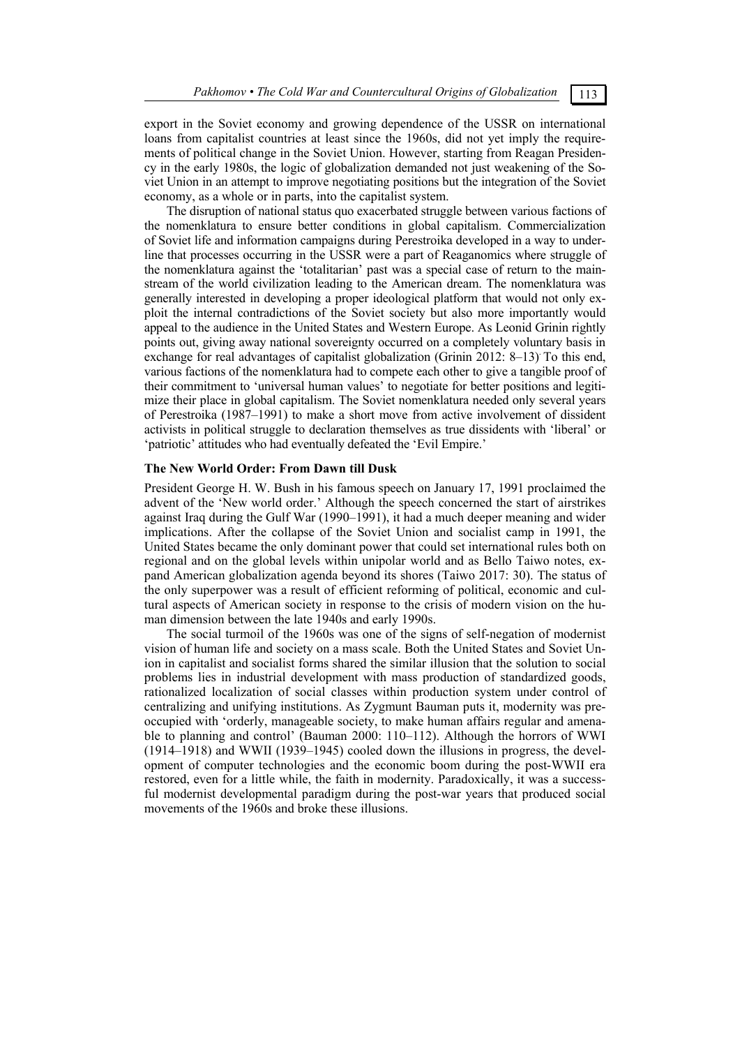export in the Soviet economy and growing dependence of the USSR on international loans from capitalist countries at least since the 1960s, did not yet imply the requirements of political change in the Soviet Union. However, starting from Reagan Presidency in the early 1980s, the logic of globalization demanded not just weakening of the Soviet Union in an attempt to improve negotiating positions but the integration of the Soviet economy, as a whole or in parts, into the capitalist system.

The disruption of national status quo exacerbated struggle between various factions of the nomenklatura to ensure better conditions in global capitalism. Commercialization of Soviet life and information campaigns during Perestroika developed in a way to underline that processes occurring in the USSR were a part of Reaganomics where struggle of the nomenklatura against the 'totalitarian' past was a special case of return to the mainstream of the world civilization leading to the American dream. The nomenklatura was generally interested in developing a proper ideological platform that would not only exploit the internal contradictions of the Soviet society but also more importantly would appeal to the audience in the United States and Western Europe. As Leonid Grinin rightly points out, giving away national sovereignty occurred on a completely voluntary basis in exchange for real advantages of capitalist globalization (Grinin 2012: 8–13). To this end, various factions of the nomenklatura had to compete each other to give a tangible proof of their commitment to 'universal human values' to negotiate for better positions and legitimize their place in global capitalism. The Soviet nomenklatura needed only several years of Perestroika (1987–1991) to make a short move from active involvement of dissident activists in political struggle to declaration themselves as true dissidents with 'liberal' or 'patriotic' attitudes who had eventually defeated the 'Evil Empire.'

### The New World Order: From Dawn till Dusk

President George H. W. Bush in his famous speech on January 17, 1991 proclaimed the advent of the 'New world order.' Although the speech concerned the start of airstrikes against Iraq during the Gulf War (1990–1991), it had a much deeper meaning and wider implications. After the collapse of the Soviet Union and socialist camp in 1991, the United States became the only dominant power that could set international rules both on regional and on the global levels within unipolar world and as Bello Taiwo notes, expand American globalization agenda beyond its shores (Taiwo 2017: 30). The status of the only superpower was a result of efficient reforming of political, economic and cultural aspects of American society in response to the crisis of modern vision on the human dimension between the late 1940s and early 1990s.

The social turmoil of the 1960s was one of the signs of self-negation of modernist vision of human life and society on a mass scale. Both the United States and Soviet Union in capitalist and socialist forms shared the similar illusion that the solution to social problems lies in industrial development with mass production of standardized goods, rationalized localization of social classes within production system under control of centralizing and unifying institutions. As Zygmunt Bauman puts it, modernity was preoccupied with 'orderly, manageable society, to make human affairs regular and amenable to planning and control' (Bauman 2000: 110–112). Although the horrors of WWI (1914–1918) and WWII (1939–1945) cooled down the illusions in progress, the development of computer technologies and the economic boom during the post-WWII era restored, even for a little while, the faith in modernity. Paradoxically, it was a successful modernist developmental paradigm during the post-war years that produced social movements of the 1960s and broke these illusions.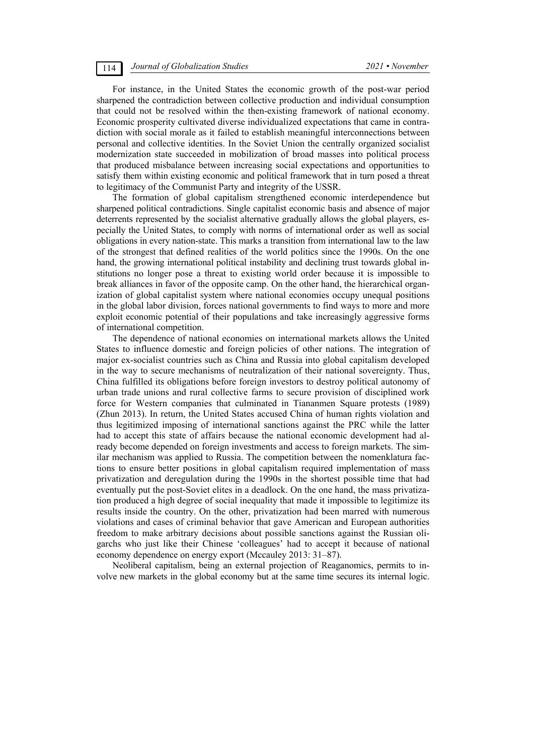For instance, in the United States the economic growth of the post-war period sharpened the contradiction between collective production and individual consumption that could not be resolved within the then-existing framework of national economy. Economic prosperity cultivated diverse individualized expectations that came in contradiction with social morale as it failed to establish meaningful interconnections between personal and collective identities. In the Soviet Union the centrally organized socialist modernization state succeeded in mobilization of broad masses into political process that produced misbalance between increasing social expectations and opportunities to satisfy them within existing economic and political framework that in turn posed a threat to legitimacy of the Communist Party and integrity of the USSR.

The formation of global capitalism strengthened economic interdependence but sharpened political contradictions. Single capitalist economic basis and absence of major deterrents represented by the socialist alternative gradually allows the global players, especially the United States, to comply with norms of international order as well as social obligations in every nation-state. This marks a transition from international law to the law of the strongest that defined realities of the world politics since the 1990s. On the one hand, the growing international political instability and declining trust towards global institutions no longer pose a threat to existing world order because it is impossible to break alliances in favor of the opposite camp. On the other hand, the hierarchical organization of global capitalist system where national economies occupy unequal positions in the global labor division, forces national governments to find ways to more and more exploit economic potential of their populations and take increasingly aggressive forms of international competition.

The dependence of national economies on international markets allows the United States to influence domestic and foreign policies of other nations. The integration of major ex-socialist countries such as China and Russia into global capitalism developed in the way to secure mechanisms of neutralization of their national sovereignty. Thus, China fulfilled its obligations before foreign investors to destroy political autonomy of urban trade unions and rural collective farms to secure provision of disciplined work force for Western companies that culminated in Tiananmen Square protests (1989) (Zhun 2013). In return, the United States accused China of human rights violation and thus legitimized imposing of international sanctions against the PRC while the latter had to accept this state of affairs because the national economic development had already become depended on foreign investments and access to foreign markets. The similar mechanism was applied to Russia. The competition between the nomenklatura factions to ensure better positions in global capitalism required implementation of mass privatization and deregulation during the 1990s in the shortest possible time that had eventually put the post-Soviet elites in a deadlock. On the one hand, the mass privatization produced a high degree of social inequality that made it impossible to legitimize its results inside the country. On the other, privatization had been marred with numerous violations and cases of criminal behavior that gave American and European authorities freedom to make arbitrary decisions about possible sanctions against the Russian oligarchs who just like their Chinese 'colleagues' had to accept it because of national economy dependence on energy export (Mccauley 2013: 31–87).

Neoliberal capitalism, being an external projection of Reaganomics, permits to involve new markets in the global economy but at the same time secures its internal logic.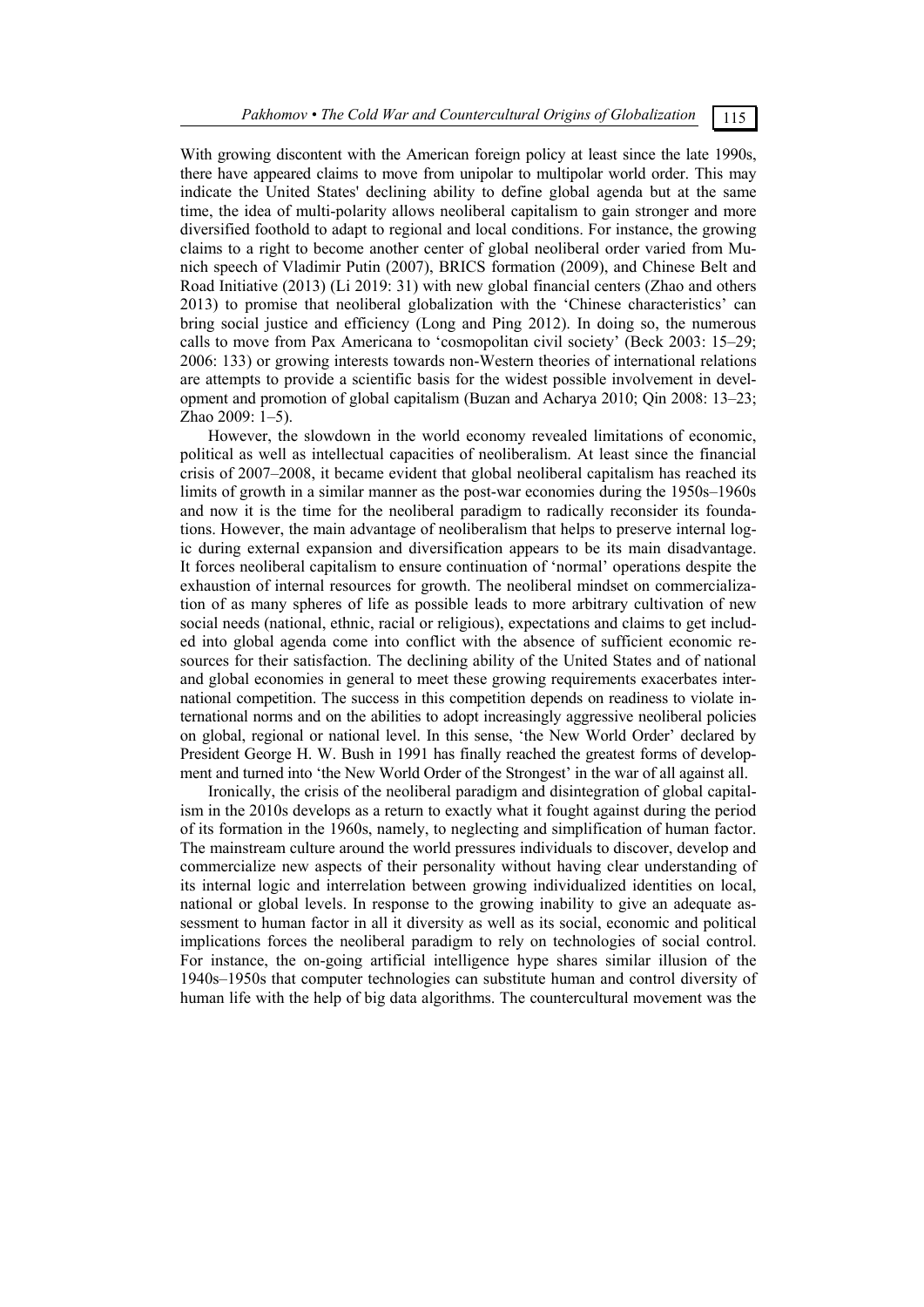With growing discontent with the American foreign policy at least since the late 1990s, there have appeared claims to move from unipolar to multipolar world order. This may indicate the United States' declining ability to define global agenda but at the same time, the idea of multi-polarity allows neoliberal capitalism to gain stronger and more diversified foothold to adapt to regional and local conditions. For instance, the growing claims to a right to become another center of global neoliberal order varied from Munich speech of Vladimir Putin (2007), BRICS formation (2009), and Chinese Belt and Road Initiative (2013) (Li 2019: 31) with new global financial centers (Zhao and others 2013) to promise that neoliberal globalization with the 'Chinese characteristics' can bring social justice and efficiency (Long and Ping 2012). In doing so, the numerous calls to move from Pax Americana to 'cosmopolitan civil society' (Beck 2003: 15–29; 2006: 133) or growing interests towards non-Western theories of international relations are attempts to provide a scientific basis for the widest possible involvement in development and promotion of global capitalism (Buzan and Acharya 2010; Qin 2008: 13–23; Zhao 2009: 1–5).

However, the slowdown in the world economy revealed limitations of economic, political as well as intellectual capacities of neoliberalism. At least since the financial crisis of 2007–2008, it became evident that global neoliberal capitalism has reached its limits of growth in a similar manner as the post-war economies during the 1950s–1960s and now it is the time for the neoliberal paradigm to radically reconsider its foundations. However, the main advantage of neoliberalism that helps to preserve internal logic during external expansion and diversification appears to be its main disadvantage. It forces neoliberal capitalism to ensure continuation of 'normal' operations despite the exhaustion of internal resources for growth. The neoliberal mindset on commercialization of as many spheres of life as possible leads to more arbitrary cultivation of new social needs (national, ethnic, racial or religious), expectations and claims to get included into global agenda come into conflict with the absence of sufficient economic resources for their satisfaction. The declining ability of the United States and of national and global economies in general to meet these growing requirements exacerbates international competition. The success in this competition depends on readiness to violate international norms and on the abilities to adopt increasingly aggressive neoliberal policies on global, regional or national level. In this sense, 'the New World Order' declared by President George H. W. Bush in 1991 has finally reached the greatest forms of development and turned into 'the New World Order of the Strongest' in the war of all against all.

Ironically, the crisis of the neoliberal paradigm and disintegration of global capitalism in the 2010s develops as a return to exactly what it fought against during the period of its formation in the 1960s, namely, to neglecting and simplification of human factor. The mainstream culture around the world pressures individuals to discover, develop and commercialize new aspects of their personality without having clear understanding of its internal logic and interrelation between growing individualized identities on local, national or global levels. In response to the growing inability to give an adequate assessment to human factor in all it diversity as well as its social, economic and political implications forces the neoliberal paradigm to rely on technologies of social control. For instance, the on-going artificial intelligence hype shares similar illusion of the 1940s–1950s that computer technologies can substitute human and control diversity of human life with the help of big data algorithms. The countercultural movement was the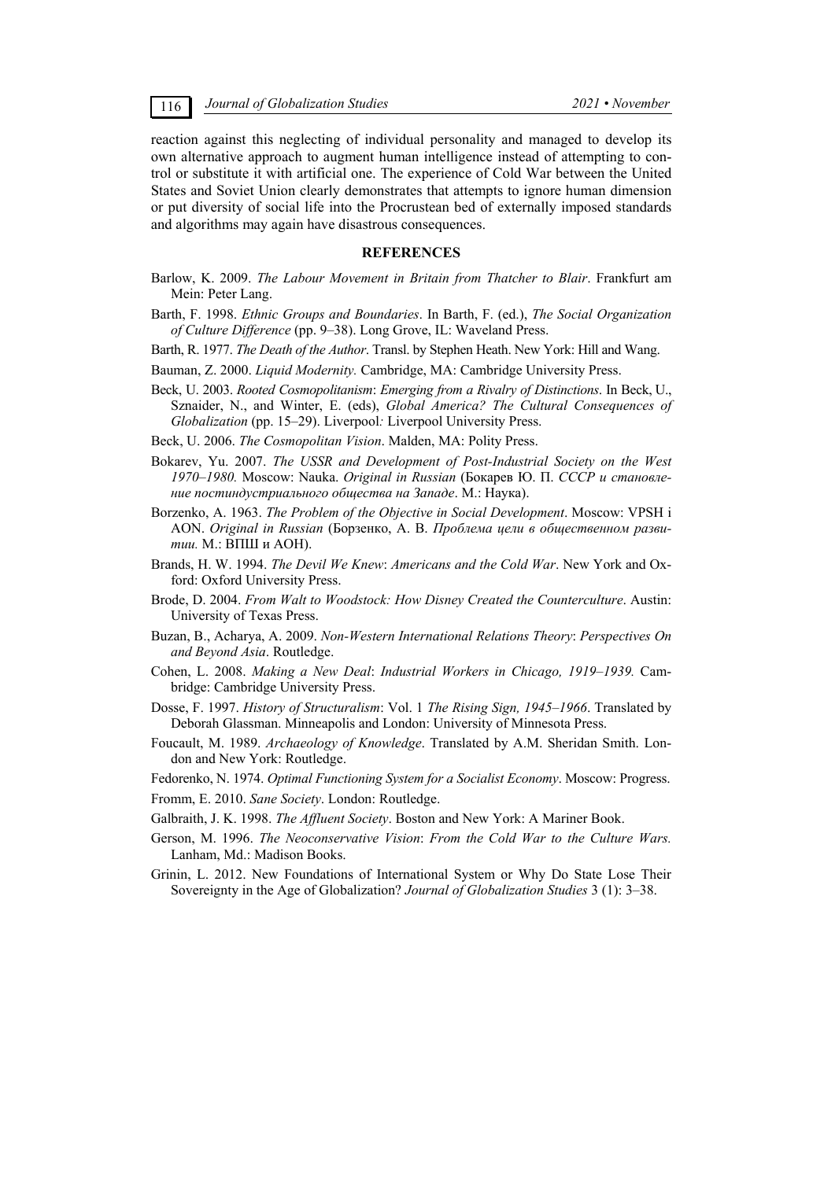reaction against this neglecting of individual personality and managed to develop its own alternative approach to augment human intelligence instead of attempting to control or substitute it with artificial one. The experience of Cold War between the United States and Soviet Union clearly demonstrates that attempts to ignore human dimension or put diversity of social life into the Procrustean bed of externally imposed standards and algorithms may again have disastrous consequences.

## REFERENCES

Barlow, K. 2009. *The Labour Movement in Britain from Thatcher to Blair*. Frankfurt am Mein: Peter Lang.

Barth, F. 1998. *Ethnic Groups and Boundaries*. In Barth, F. (ed.), *The Social Organization of Culture Difference* (pp. 9–38). Long Grove, IL: Waveland Press.

Barth, R. 1977. *The Death of the Author*. Transl. by Stephen Heath. New York: Hill and Wang.

Bauman, Z. 2000. *Liquid Modernity.* Cambridge, MA: Cambridge University Press.

Beck, U. 2003. *Rooted Cosmopolitanism*: *Emerging from a Rivalry of Distinctions*. In Beck, U., Sznaider, N., and Winter, E. (eds), *Global America? The Cultural Consequences of Globalization* (pp. 15–29). Liverpool: Liverpool University Press.

Beck, U. 2006. *The Cosmopolitan Vision*. Malden, MA: Polity Press.

Bokarev, Yu. 2007. *The USSR and Development of Post-Industrial Society on the West 1970–1980.* Moscow: Nauka. *Original in Russian* (Бокарев Ю. П. *СССР и становление постиндустриального общества на Западе*. М.: Наука).

Borzenko, A. 1963. *The Problem of the Objective in Social Development*. Moscow: VPSH i AON. *Original in Russian* (Борзенко, А. В. *Проблема цели в общественном развитии.* М.: ВПШ и АОН).

Brands, H. W. 1994. *The Devil We Knew*: *Americans and the Cold War*. New York and Oxford: Oxford University Press.

Brode, D. 2004. *From Walt to Woodstock: How Disney Created the Counterculture*. Austin: University of Texas Press.

Buzan, B., Acharya, A. 2009. *Non-Western International Relations Theory*: *Perspectives On and Beyond Asia*. Routledge.

Cohen, L. 2008. *Making a New Deal*: *Industrial Workers in Chicago, 1919–1939.* Cambridge: Cambridge University Press.

Dosse, F. 1997. *History of Structuralism*: Vol. 1 *The Rising Sign, 1945–1966*. Translated by Deborah Glassman. Minneapolis and London: University of Minnesota Press.

Foucault, M. 1989. *Archaeology of Knowledge*. Translated by A.M. Sheridan Smith. London and New York: Routledge.

Fedorenko, N. 1974. *Optimal Functioning System for a Socialist Economy*. Moscow: Progress.

Fromm, E. 2010. *Sane Society*. London: Routledge.

Galbraith, J. K. 1998. *The Affluent Society*. Boston and New York: A Mariner Book.

Gerson, M. 1996. *The Neoconservative Vision*: *From the Cold War to the Culture Wars.* Lanham, Md.: Madison Books.

Grinin, L. 2012. New Foundations of International System or Why Do State Lose Their Sovereignty in the Age of Globalization? *Journal of Globalization Studies* 3 (1): 3–38.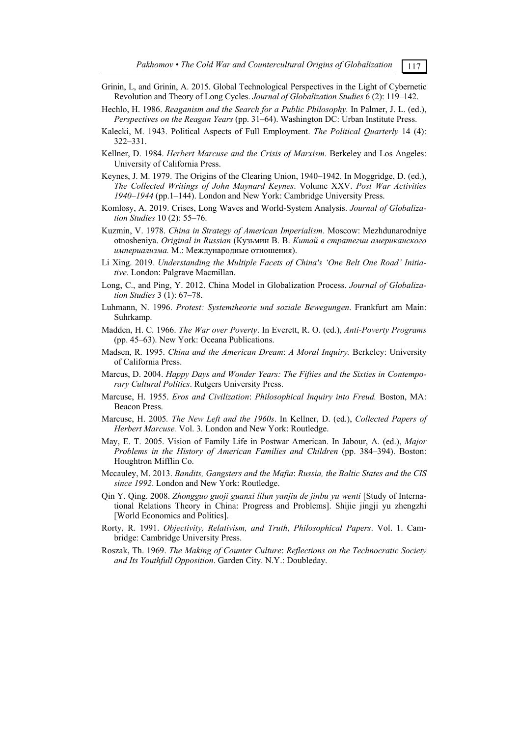Grinin, L, and Grinin, A. 2015. Global Technological Perspectives in the Light of Cybernetic Revolution and Theory of Long Cycles. *Journal of Globalization Studies* 6 (2): 119–142.

Hechlo, H. 1986. *Reaganism and the Search for a Public Philosophy.* In Palmer, J. L. (ed.), *Perspectives on the Reagan Years* (pp. 31–64). Washington DC: Urban Institute Press.

Kalecki, M. 1943. Political Aspects of Full Employment. *The Political Quarterly* 14 (4): 322–331.

Kellner, D. 1984. *Herbert Marcuse and the Crisis of Marxism*. Berkeley and Los Angeles: University of California Press.

Keynes, J. M. 1979. The Origins of the Clearing Union, 1940–1942. In Moggridge, D. (ed.), *The Collected Writings of John Maynard Keynes*. Volume XXV. *Post War Activities 1940–1944* (pp.1–144). London and New York: Cambridge University Press.

Komlosy, A. 2019. Crises, Long Waves and World-System Analysis. *Journal of Globalization Studies* 10 (2): 55–76.

Kuzmin, V. 1978. *China in Strategy of American Imperialism*. Moscow: Mezhdunarodniye otnosheniya. *Original in Russian* (Кузьмин В. В. *Китай в стратегии американского империализма.* М.: Международные отношения).

Li Xing. 2019*. Understanding the Multiple Facets of China's 'One Belt One Road' Initiative*. London: Palgrave Macmillan.

Long, C., and Ping, Y. 2012. China Model in Globalization Process. *Journal of Globalization Studies* 3 (1): 67–78.

Luhmann, N. 1996. *Protest: Systemtheorie und soziale Bewegungen*. Frankfurt am Main: Suhrkamp.

Madden, H. C. 1966. *The War over Poverty*. In Everett, R. O. (ed.), *Anti-Poverty Programs* (pp. 45–63). New York: Oceana Publications.

Madsen, R. 1995. *China and the American Dream*: *A Moral Inquiry.* Berkeley: University of California Press.

Marcus, D. 2004. *Happy Days and Wonder Years: The Fifties and the Sixties in Contemporary Cultural Politics*. Rutgers University Press.

Marcuse, H. 1955. *Eros and Civilization*: *Philosophical Inquiry into Freud.* Boston, MA: Beacon Press.

Marcuse, H. 2005*. The New Left and the 1960s*. In Kellner, D. (ed.), *Collected Papers of Herbert Marcuse.* Vol. 3. London and New York: Routledge.

May, E. T. 2005. Vision of Family Life in Postwar American. In Jabour, A. (ed.), *Major Problems in the History of American Families and Children* (pp. 384–394). Boston: Houghtron Mifflin Co.

Mccauley, M. 2013. *Bandits, Gangsters and the Mafia*: *Russia, the Baltic States and the CIS since 1992*. London and New York: Routledge.

Qin Y. Qing. 2008. *Zhongguo guoji guanxi lilun yanjiu de jinbu yu wenti* [Study of International Relations Theory in China: Progress and Problems]. Shijie jingji yu zhengzhi [World Economics and Politics].

Rorty, R. 1991. *Objectivity, Relativism, and Truth*, *Philosophical Papers*. Vol. 1. Cambridge: Cambridge University Press.

Roszak, Th. 1969. *The Making of Counter Culture*: *Reflections on the Technocratic Society and Its Youthfull Opposition*. Garden City. N.Y.: Doubleday.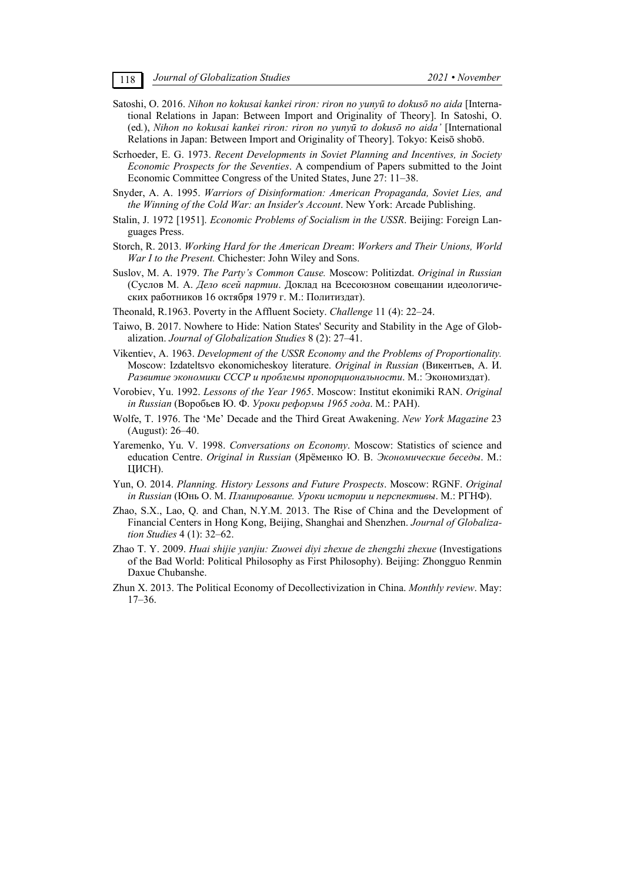Satoshi, O. 2016. *Nihon no kokusai kankei riron: riron no yunyū to dokusō no aida* [International Relations in Japan: Between Import and Originality of Theory]. In Satoshi, O. (ed.), *Nihon no kokusai kankei riron: riron no yunyū to dokusō no aida'* [International Relations in Japan: Between Import and Originality of Theory]. Tokyo: Keisō shobō.

Scrhoeder, E. G. 1973. *Recent Developments in Soviet Planning and Incentives, in Society Economic Prospects for the Seventies*. A compendium of Papers submitted to the Joint Economic Committee Congress of the United States, June 27: 11–38.

Snyder, A. A. 1995. *Warriors of Disinformation: American Propaganda, Soviet Lies, and the Winning of the Cold War: an Insider's Account*. New York: Arcade Publishing.

Stalin, J. 1972 [1951]. *Economic Problems of Socialism in the USSR*. Beijing: Foreign Languages Press.

Storch, R. 2013. *Working Hard for the American Dream*: *Workers and Their Unions, World War I to the Present.* Chichester: John Wiley and Sons.

Suslov, M. A. 1979. *The Party's Common Cause.* Moscow: Politizdat. *Original in Russian* (Суслов М. А. *Дело всей партии*. Доклад на Всесоюзном совещании идеологических работников 16 октября 1979 г. М.: Политиздат).

Theonald, R.1963. Poverty in the Affluent Society. *Challenge* 11 (4): 22–24.

Taiwo, B. 2017. Nowhere to Hide: Nation States' Security and Stability in the Age of Globalization. *Journal of Globalization Studies* 8 (2): 27–41.

Vikentiev, A. 1963. *Development of the USSR Economy and the Problems of Proportionality.* Moscow: Izdateltsvo ekonomicheskoy literature. *Original in Russian* (Викентьев, А. И. *Развитие экономики СССР и проблемы пропорциональности*. М.: Экономиздат).

Vorobiev, Yu. 1992. *Lessons of the Year 1965*. Moscow: Institut ekonimiki RAN. *Original in Russian* (Воробьев Ю. Ф. *Уроки реформы 1965 года*. М.: РАН).

Wolfe, T. 1976. The 'Me' Decade and the Third Great Awakening. *New York Magazine* 23 (August): 26–40.

Yaremenko, Yu. V. 1998. *Conversations on Economy*. Moscow: Statistics of science and education Centre. *Original in Russian* (Ярёменко Ю. В. *Экономические беседы*. М.: ЦИСН).

Yun, O. 2014. *Planning. History Lessons and Future Prospects*. Moscow: RGNF. *Original in Russian* (Юнь О. М. *Планирование. Уроки истории и перспективы*. М.: РГНФ).

Zhao, S.X., Lao, Q. and Chan, N.Y.M. 2013. The Rise of China and the Development of Financial Centers in Hong Kong, Beijing, Shanghai and Shenzhen. *Journal of Globalization Studies* 4 (1): 32–62.

Zhao T. Y. 2009. *Huai shijie yanjiu: Zuowei diyi zhexue de zhengzhi zhexue* (Investigations of the Bad World: Political Philosophy as First Philosophy). Beijing: Zhongguo Renmin Daxue Chubanshe.

Zhun X. 2013. The Political Economy of Decollectivization in China. *Monthly review*. May: 17–36.